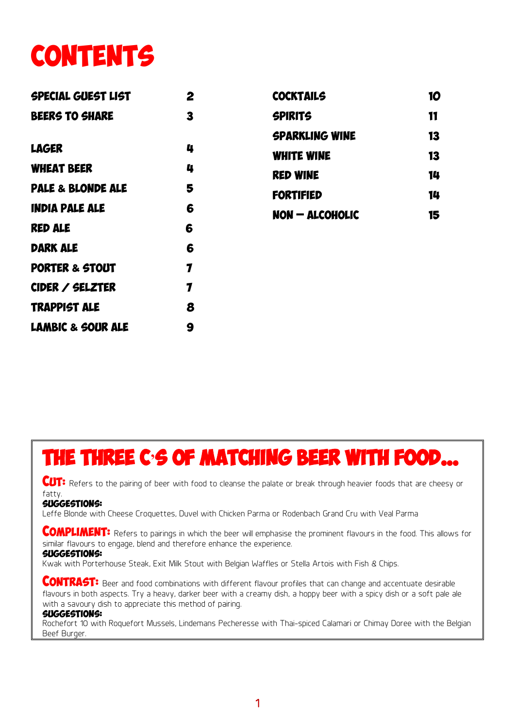# CONTENTS

| | |
|---|---|
| SPECIAL GUEST LIST | 2 |
| BEERS TO SHARE | 3 |
| LAGER | 4 |
| WHEAT BEER | 4 |
| PALE & BLONDE ALE | 5 |
| INDIA PALE ALE | 6 |
| RED ALE | 6 |
| DARK ALE | 6 |
| PORTER & STOUT | 7 |
| CIDER / SELZTER | 7 |
| TRAPPIST ALE | 8 |
| LAMBIC & SOUR ALE | 9 |
| COCKTAILS | 10 |
| SPIRITS | 11 |
| SPARKLING WINE | 13 |
| WHITE WINE | 13 |
| RED WINE | 14 |
| FORTIFIED | 14 |
| NON – ALCOHOLIC | 15 |

## THE THREE C'S OF MATCHING BEER WITH FOOD...

**CUT:** Refers to the pairing of beer with food to cleanse the palate or break through heavier foods that are cheesy or fatty.

**SUGGESTIONS:**
Leffe Blonde with Cheese Croquettes, Duvel with Chicken Parma or Rodenbach Grand Cru with Veal Parma

**COMPLIMENT:** Refers to pairings in which the beer will emphasise the prominent flavours in the food. This allows for similar flavours to engage, blend and therefore enhance the experience.

**SUGGESTIONS:**
Kwak with Porterhouse Steak, Exit Milk Stout with Belgian Waffles or Stella Artois with Fish & Chips.

**CONTRAST:** Beer and food combinations with different flavour profiles that can change and accentuate desirable flavours in both aspects. Try a heavy, darker beer with a creamy dish, a hoppy beer with a spicy dish or a soft pale ale with a savoury dish to appreciate this method of pairing.

**SUGGESTIONS:**
Rochefort 10 with Roquefort Mussels, Lindemans Pecheresse with Thai-spiced Calamari or Chimay Doree with the Belgian Beef Burger.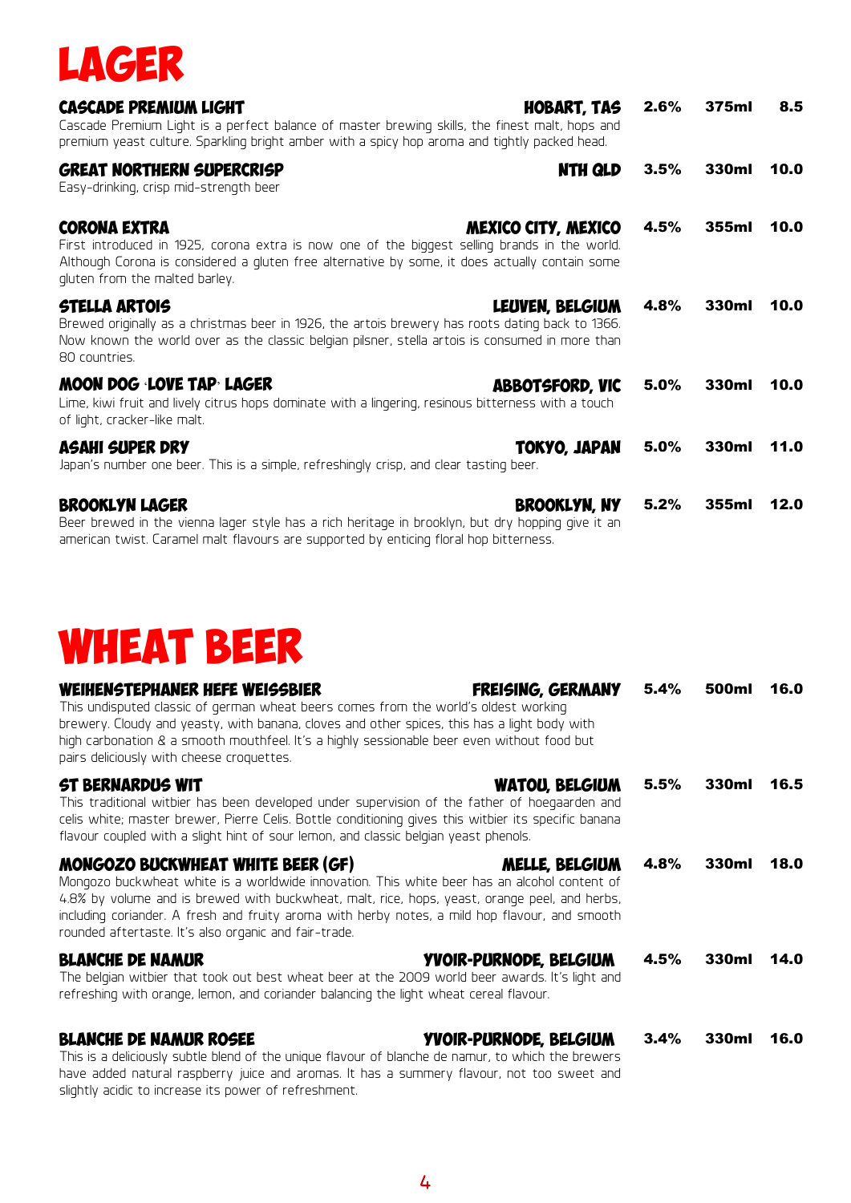# LAGER

**CASCADE PREMIUM LIGHT** — **HOBART, TAS** — **2.6%** — **375ml** — **8.5**
Cascade Premium Light is a perfect balance of master brewing skills, the finest malt, hops and premium yeast culture. Sparkling bright amber with a spicy hop aroma and tightly packed head.

**GREAT NORTHERN SUPERCRISP** — **NTH QLD** — **3.5%** — **330ml** — **10.0**
Easy-drinking, crisp mid-strength beer

**CORONA EXTRA** — **MEXICO CITY, MEXICO** — **4.5%** — **355ml** — **10.0**
First introduced in 1925, corona extra is now one of the biggest selling brands in the world. Although Corona is considered a gluten free alternative by some, it does actually contain some gluten from the malted barley.

**STELLA ARTOIS** — **LEUVEN, BELGIUM** — **4.8%** — **330ml** — **10.0**
Brewed originally as a christmas beer in 1926, the artois brewery has roots dating back to 1366. Now known the world over as the classic belgian pilsner, stella artois is consumed in more than 80 countries.

**MOON DOG 'LOVE TAP' LAGER** — **ABBOTSFORD, VIC** — **5.0%** — **330ml** — **10.0**
Lime, kiwi fruit and lively citrus hops dominate with a lingering, resinous bitterness with a touch of light, cracker-like malt.

**ASAHI SUPER DRY** — **TOKYO, JAPAN** — **5.0%** — **330ml** — **11.0**
Japan's number one beer. This is a simple, refreshingly crisp, and clear tasting beer.

**BROOKLYN LAGER** — **BROOKLYN, NY** — **5.2%** — **355ml** — **12.0**
Beer brewed in the vienna lager style has a rich heritage in brooklyn, but dry hopping give it an american twist. Caramel malt flavours are supported by enticing floral hop bitterness.

# WHEAT BEER

**WEIHENSTEPHANER HEFE WEISSBIER** — **FREISING, GERMANY** — **5.4%** — **500ml** — **16.0**
This undisputed classic of german wheat beers comes from the world's oldest working brewery. Cloudy and yeasty, with banana, cloves and other spices, this has a light body with high carbonation & a smooth mouthfeel. It's a highly sessionable beer even without food but pairs deliciously with cheese croquettes.

**ST BERNARDUS WIT** — **WATOU, BELGIUM** — **5.5%** — **330ml** — **16.5**
This traditional witbier has been developed under supervision of the father of hoegaarden and celis white; master brewer, Pierre Celis. Bottle conditioning gives this witbier its specific banana flavour coupled with a slight hint of sour lemon, and classic belgian yeast phenols.

**MONGOZO BUCKWHEAT WHITE BEER (GF)** — **MELLE, BELGIUM** — **4.8%** — **330ml** — **18.0**
Mongozo buckwheat white is a worldwide innovation. This white beer has an alcohol content of 4.8% by volume and is brewed with buckwheat, malt, rice, hops, yeast, orange peel, and herbs, including coriander. A fresh and fruity aroma with herby notes, a mild hop flavour, and smooth rounded aftertaste. It's also organic and fair-trade.

**BLANCHE DE NAMUR** — **YVOIR-PURNODE, BELGIUM** — **4.5%** — **330ml** — **14.0**
The belgian witbier that took out best wheat beer at the 2009 world beer awards. It's light and refreshing with orange, lemon, and coriander balancing the light wheat cereal flavour.

**BLANCHE DE NAMUR ROSEE** — **YVOIR-PURNODE, BELGIUM** — **3.4%** — **330ml** — **16.0**
This is a deliciously subtle blend of the unique flavour of blanche de namur, to which the brewers have added natural raspberry juice and aromas. It has a summery flavour, not too sweet and slightly acidic to increase its power of refreshment.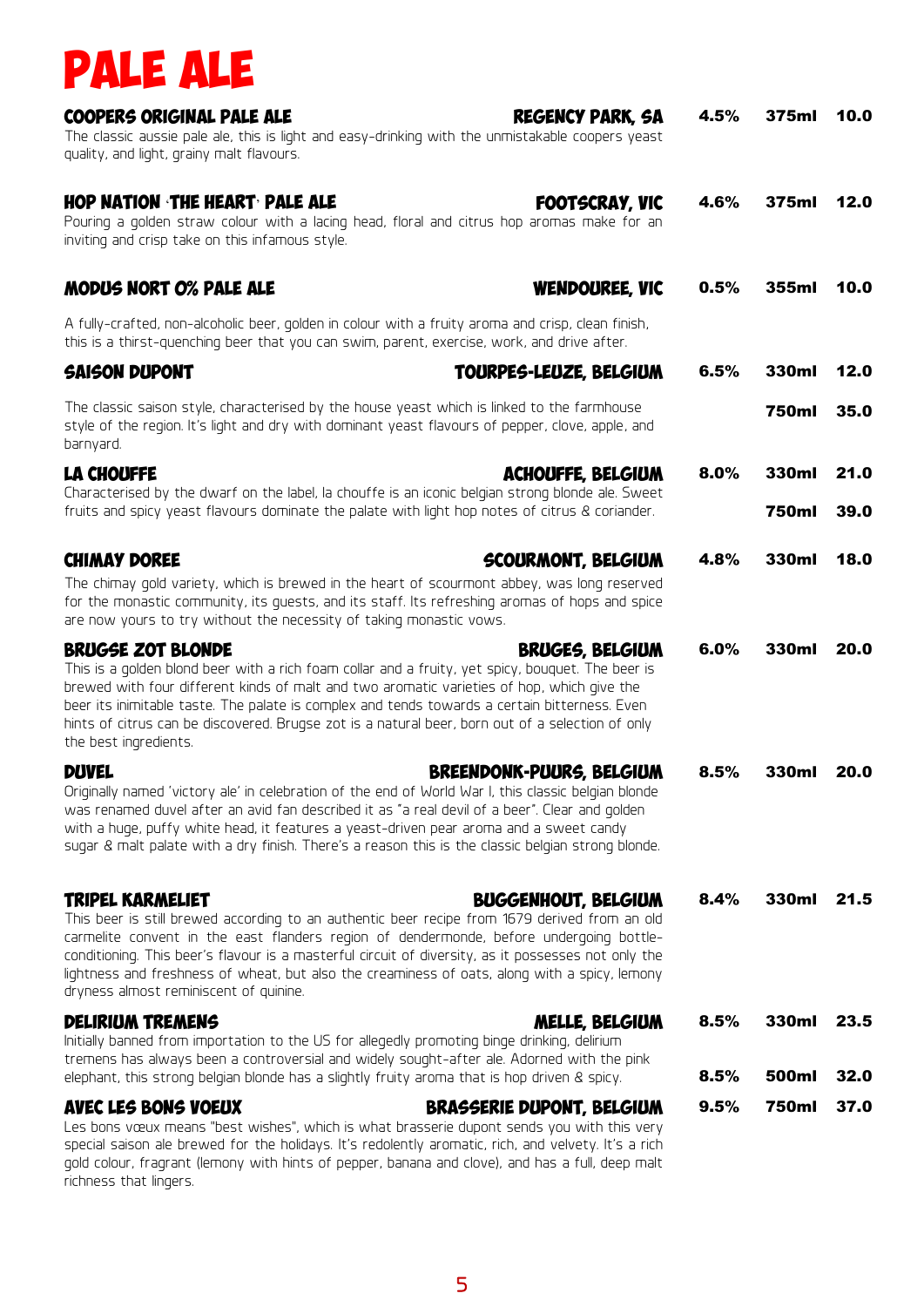# PALE ALE

### COOPERS ORIGINAL PALE ALE
**REGENCY PARK, SA** | 4.5% | 375ml | 10.0

The classic aussie pale ale, this is light and easy-drinking with the unmistakable coopers yeast quality, and light, grainy malt flavours.

### HOP NATION 'THE HEART' PALE ALE
**FOOTSCRAY, VIC** | 4.6% | 375ml | 12.0

Pouring a golden straw colour with a lacing head, floral and citrus hop aromas make for an inviting and crisp take on this infamous style.

### MODUS NORT 0% PALE ALE
**WENDOUREE, VIC** | 0.5% | 355ml | 10.0

A fully-crafted, non-alcoholic beer, golden in colour with a fruity aroma and crisp, clean finish, this is a thirst-quenching beer that you can swim, parent, exercise, work, and drive after.

### SAISON DUPONT
**TOURPES-LEUZE, BELGIUM** | 6.5% | 330ml | 12.0
750ml | 35.0

The classic saison style, characterised by the house yeast which is linked to the farmhouse style of the region. It's light and dry with dominant yeast flavours of pepper, clove, apple, and barnyard.

### LA CHOUFFE
**ACHOUFFE, BELGIUM** | 8.0% | 330ml | 21.0
750ml | 39.0

Characterised by the dwarf on the label, la chouffe is an iconic belgian strong blonde ale. Sweet fruits and spicy yeast flavours dominate the palate with light hop notes of citrus & coriander.

### CHIMAY DOREE
**SCOURMONT, BELGIUM** | 4.8% | 330ml | 18.0

The chimay gold variety, which is brewed in the heart of scourmont abbey, was long reserved for the monastic community, its guests, and its staff. Its refreshing aromas of hops and spice are now yours to try without the necessity of taking monastic vows.

### BRUGSE ZOT BLONDE
**BRUGES, BELGIUM** | 6.0% | 330ml | 20.0

This is a golden blond beer with a rich foam collar and a fruity, yet spicy, bouquet. The beer is brewed with four different kinds of malt and two aromatic varieties of hop, which give the beer its inimitable taste. The palate is complex and tends towards a certain bitterness. Even hints of citrus can be discovered. Brugse zot is a natural beer, born out of a selection of only the best ingredients.

### DUVEL
**BREENDONK-PUURS, BELGIUM** | 8.5% | 330ml | 20.0

Originally named 'victory ale' in celebration of the end of World War I, this classic belgian blonde was renamed duvel after an avid fan described it as "a real devil of a beer". Clear and golden with a huge, puffy white head, it features a yeast-driven pear aroma and a sweet candy sugar & malt palate with a dry finish. There's a reason this is the classic belgian strong blonde.

### TRIPEL KARMELIET
**BUGGENHOUT, BELGIUM** | 8.4% | 330ml | 21.5

This beer is still brewed according to an authentic beer recipe from 1679 derived from an old carmelite convent in the east flanders region of dendermonde, before undergoing bottle-conditioning. This beer's flavour is a masterful circuit of diversity, as it possesses not only the lightness and freshness of wheat, but also the creaminess of oats, along with a spicy, lemony dryness almost reminiscent of quinine.

### DELIRIUM TREMENS
**MELLE, BELGIUM** | 8.5% | 330ml | 23.5
8.5% | 500ml | 32.0

Initially banned from importation to the US for allegedly promoting binge drinking, delirium tremens has always been a controversial and widely sought-after ale. Adorned with the pink elephant, this strong belgian blonde has a slightly fruity aroma that is hop driven & spicy.

### AVEC LES BONS VOEUX
**BRASSERIE DUPONT, BELGIUM** | 9.5% | 750ml | 37.0

Les bons vœux means "best wishes", which is what brasserie dupont sends you with this very special saison ale brewed for the holidays. It's redolently aromatic, rich, and velvety. It's a rich gold colour, fragrant (lemony with hints of pepper, banana and clove), and has a full, deep malt richness that lingers.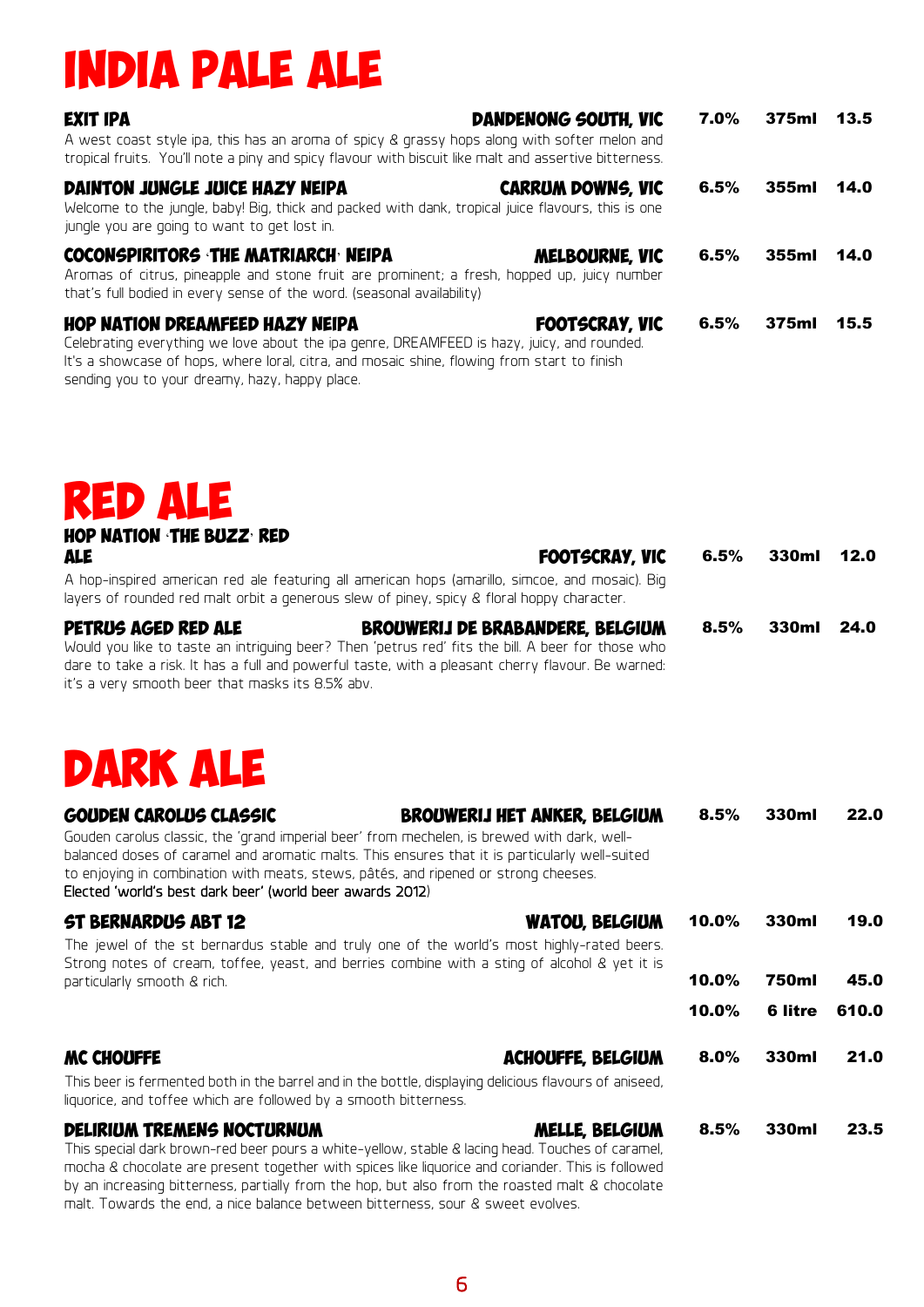# INDIA PALE ALE

**EXIT IPA** — **DANDENONG SOUTH, VIC** — 7.0% | 375ml | 13.5

A west coast style ipa, this has an aroma of spicy & grassy hops along with softer melon and tropical fruits. You'll note a piny and spicy flavour with biscuit like malt and assertive bitterness.

**DAINTON JUNGLE JUICE HAZY NEIPA** — **CARRUM DOWNS, VIC** — 6.5% | 355ml | 14.0

Welcome to the jungle, baby! Big, thick and packed with dank, tropical juice flavours, this is one jungle you are going to want to get lost in.

**COCONSPIRITORS 'THE MATRIARCH' NEIPA** — **MELBOURNE, VIC** — 6.5% | 355ml | 14.0

Aromas of citrus, pineapple and stone fruit are prominent; a fresh, hopped up, juicy number that's full bodied in every sense of the word. (seasonal availability)

**HOP NATION DREAMFEED HAZY NEIPA** — **FOOTSCRAY, VIC** — 6.5% | 375ml | 15.5

Celebrating everything we love about the ipa genre, DREAMFEED is hazy, juicy, and rounded. It's a showcase of hops, where loral, citra, and mosaic shine, flowing from start to finish sending you to your dreamy, hazy, happy place.

# RED ALE

**HOP NATION 'THE BUZZ' RED ALE** — **FOOTSCRAY, VIC** — 6.5% | 330ml | 12.0

A hop-inspired american red ale featuring all american hops (amarillo, simcoe, and mosaic). Big layers of rounded red malt orbit a generous slew of piney, spicy & floral hoppy character.

**PETRUS AGED RED ALE** — **BROUWERIJ DE BRABANDERE, BELGIUM** — 8.5% | 330ml | 24.0

Would you like to taste an intriguing beer? Then 'petrus red' fits the bill. A beer for those who dare to take a risk. It has a full and powerful taste, with a pleasant cherry flavour. Be warned: it's a very smooth beer that masks its 8.5% abv.

# DARK ALE

**GOUDEN CAROLUS CLASSIC** — **BROUWERIJ HET ANKER, BELGIUM** — 8.5% | 330ml | 22.0

Gouden carolus classic, the 'grand imperial beer' from mechelen, is brewed with dark, well-balanced doses of caramel and aromatic malts. This ensures that it is particularly well-suited to enjoying in combination with meats, stews, pâtés, and ripened or strong cheeses.
Elected 'world's best dark beer' (world beer awards 2012)

**ST BERNARDUS ABT 12** — **WATOU, BELGIUM** — 10.0% | 330ml | 19.0 · 10.0% | 750ml | 45.0 · 10.0% | 6 litre | 610.0

The jewel of the st bernardus stable and truly one of the world's most highly-rated beers. Strong notes of cream, toffee, yeast, and berries combine with a sting of alcohol & yet it is particularly smooth & rich.

**MC CHOUFFE** — **ACHOUFFE, BELGIUM** — 8.0% | 330ml | 21.0

This beer is fermented both in the barrel and in the bottle, displaying delicious flavours of aniseed, liquorice, and toffee which are followed by a smooth bitterness.

**DELIRIUM TREMENS NOCTURNUM** — **MELLE, BELGIUM** — 8.5% | 330ml | 23.5

This special dark brown-red beer pours a white-yellow, stable & lacing head. Touches of caramel, mocha & chocolate are present together with spices like liquorice and coriander. This is followed by an increasing bitterness, partially from the hop, but also from the roasted malt & chocolate malt. Towards the end, a nice balance between bitterness, sour & sweet evolves.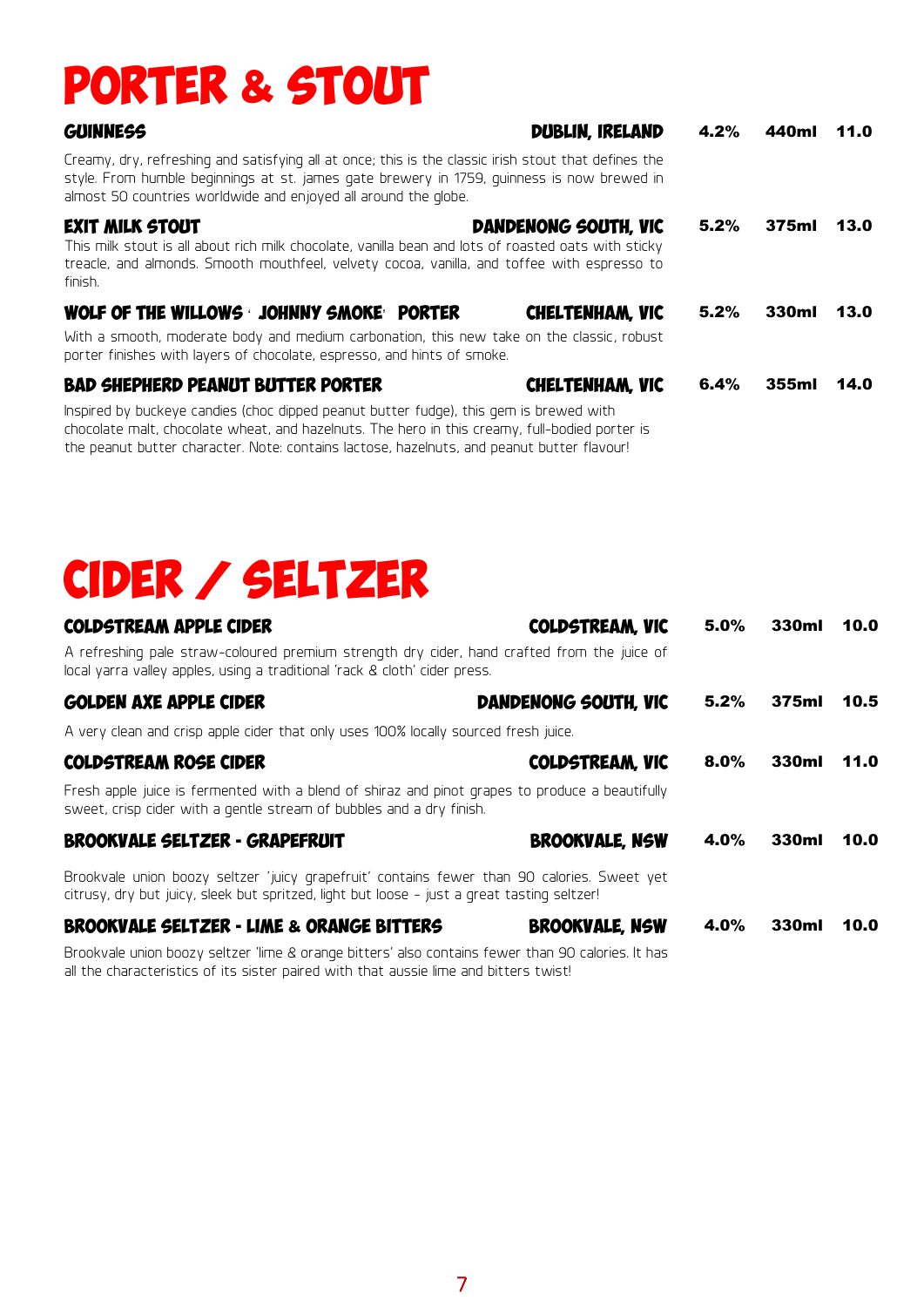# PORTER & STOUT

### GUINNESS — DUBLIN, IRELAND — 4.2% — 440ml — 11.0

Creamy, dry, refreshing and satisfying all at once; this is the classic irish stout that defines the style. From humble beginnings at st. james gate brewery in 1759, guinness is now brewed in almost 50 countries worldwide and enjoyed all around the globe.

### EXIT MILK STOUT — DANDENONG SOUTH, VIC — 5.2% — 375ml — 13.0

This milk stout is all about rich milk chocolate, vanilla bean and lots of roasted oats with sticky treacle, and almonds. Smooth mouthfeel, velvety cocoa, vanilla, and toffee with espresso to finish.

### WOLF OF THE WILLOWS 'JOHNNY SMOKE' PORTER — CHELTENHAM, VIC — 5.2% — 330ml — 13.0

With a smooth, moderate body and medium carbonation, this new take on the classic, robust porter finishes with layers of chocolate, espresso, and hints of smoke.

### BAD SHEPHERD PEANUT BUTTER PORTER — CHELTENHAM, VIC — 6.4% — 355ml — 14.0

Inspired by buckeye candies (choc dipped peanut butter fudge), this gem is brewed with chocolate malt, chocolate wheat, and hazelnuts. The hero in this creamy, full-bodied porter is the peanut butter character. Note: contains lactose, hazelnuts, and peanut butter flavour!

# CIDER / SELTZER

### COLDSTREAM APPLE CIDER — COLDSTREAM, VIC — 5.0% — 330ml — 10.0

A refreshing pale straw-coloured premium strength dry cider, hand crafted from the juice of local yarra valley apples, using a traditional 'rack & cloth' cider press.

### GOLDEN AXE APPLE CIDER — DANDENONG SOUTH, VIC — 5.2% — 375ml — 10.5

A very clean and crisp apple cider that only uses 100% locally sourced fresh juice.

### COLDSTREAM ROSE CIDER — COLDSTREAM, VIC — 8.0% — 330ml — 11.0

Fresh apple juice is fermented with a blend of shiraz and pinot grapes to produce a beautifully sweet, crisp cider with a gentle stream of bubbles and a dry finish.

### BROOKVALE SELTZER - GRAPEFRUIT — BROOKVALE, NSW — 4.0% — 330ml — 10.0

Brookvale union boozy seltzer 'juicy grapefruit' contains fewer than 90 calories. Sweet yet citrusy, dry but juicy, sleek but spritzed, light but loose - just a great tasting seltzer!

### BROOKVALE SELTZER - LIME & ORANGE BITTERS — BROOKVALE, NSW — 4.0% — 330ml — 10.0

Brookvale union boozy seltzer 'lime & orange bitters' also contains fewer than 90 calories. It has all the characteristics of its sister paired with that aussie lime and bitters twist!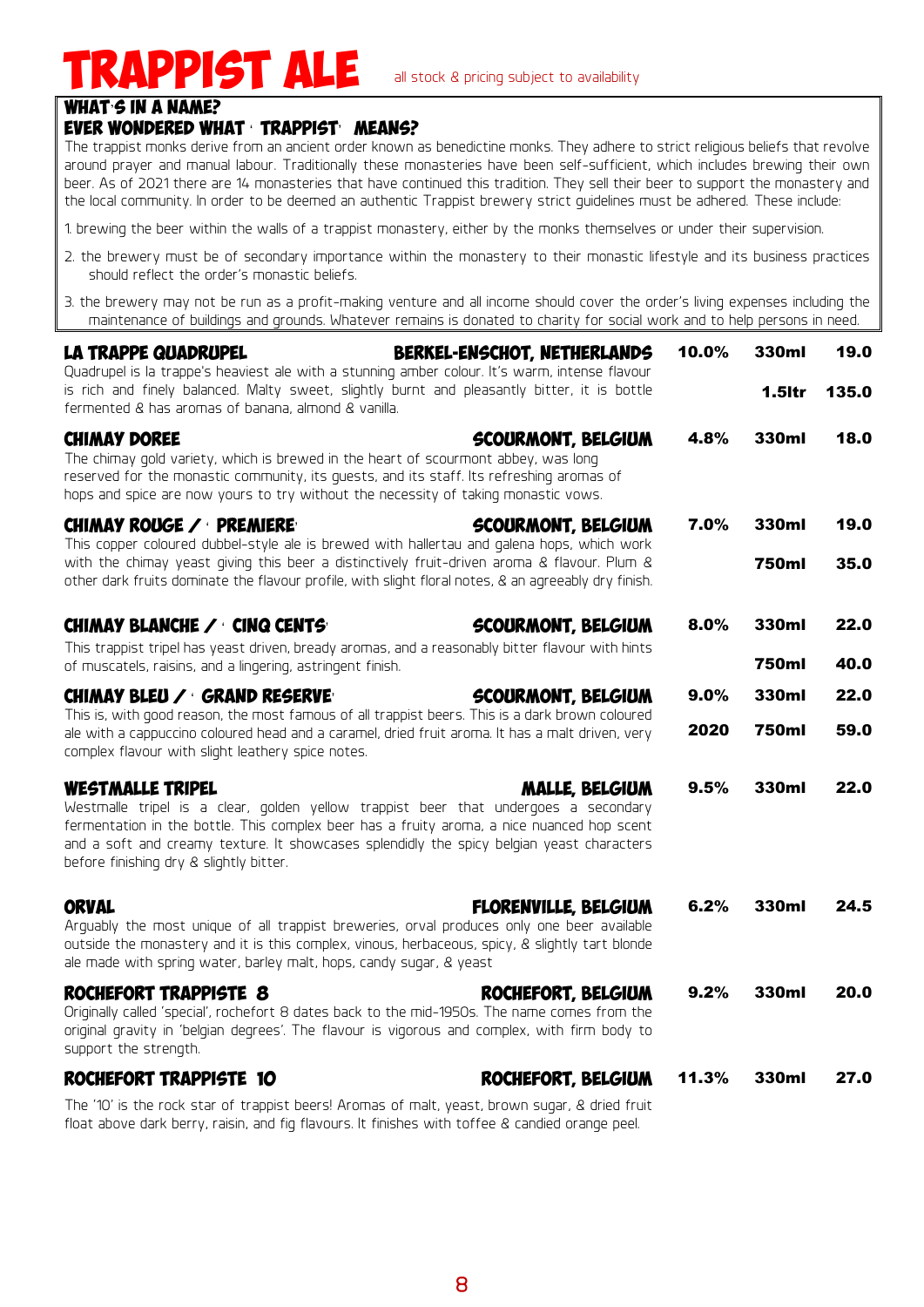# TRAPPIST ALE

all stock & pricing subject to availability

**WHAT'S IN A NAME?**
**EVER WONDERED WHAT 'TRAPPIST' MEANS?**

The trappist monks derive from an ancient order known as benedictine monks. They adhere to strict religious beliefs that revolve around prayer and manual labour. Traditionally these monasteries have been self-sufficient, which includes brewing their own beer. As of 2021 there are 14 monasteries that have continued this tradition. They sell their beer to support the monastery and the local community. In order to be deemed an authentic Trappist brewery strict guidelines must be adhered. These include:

1. brewing the beer within the walls of a trappist monastery, either by the monks themselves or under their supervision.
2. the brewery must be of secondary importance within the monastery to their monastic lifestyle and its business practices should reflect the order's monastic beliefs.
3. the brewery may not be run as a profit-making venture and all income should cover the order's living expenses including the maintenance of buildings and grounds. Whatever remains is donated to charity for social work and to help persons in need.

### LA TRAPPE QUADRUPEL — BERKEL-ENSCHOT, NETHERLANDS
**10.0%** | **330ml** **19.0** | **1.5ltr** **135.0**

Quadrupel is la trappe's heaviest ale with a stunning amber colour. It's warm, intense flavour is rich and finely balanced. Malty sweet, slightly burnt and pleasantly bitter, it is bottle fermented & has aromas of banana, almond & vanilla.

### CHIMAY DOREE — SCOURMONT, BELGIUM
**4.8%** | **330ml** **18.0**

The chimay gold variety, which is brewed in the heart of scourmont abbey, was long reserved for the monastic community, its guests, and its staff. Its refreshing aromas of hops and spice are now yours to try without the necessity of taking monastic vows.

### CHIMAY ROUGE / 'PREMIERE' — SCOURMONT, BELGIUM
**7.0%** | **330ml** **19.0** | **750ml** **35.0**

This copper coloured dubbel-style ale is brewed with hallertau and galena hops, which work with the chimay yeast giving this beer a distinctively fruit-driven aroma & flavour. Plum & other dark fruits dominate the flavour profile, with slight floral notes, & an agreeably dry finish.

### CHIMAY BLANCHE / 'CINQ CENTS' — SCOURMONT, BELGIUM
**8.0%** | **330ml** **22.0** | **750ml** **40.0**

This trappist tripel has yeast driven, bready aromas, and a reasonably bitter flavour with hints of muscatels, raisins, and a lingering, astringent finish.

### CHIMAY BLEU / 'GRAND RESERVE' — SCOURMONT, BELGIUM
**9.0%** | **330ml** **22.0** | **2020** **750ml** **59.0**

This is, with good reason, the most famous of all trappist beers. This is a dark brown coloured ale with a cappuccino coloured head and a caramel, dried fruit aroma. It has a malt driven, very complex flavour with slight leathery spice notes.

### WESTMALLE TRIPEL — MALLE, BELGIUM
**9.5%** | **330ml** **22.0**

Westmalle tripel is a clear, golden yellow trappist beer that undergoes a secondary fermentation in the bottle. This complex beer has a fruity aroma, a nice nuanced hop scent and a soft and creamy texture. It showcases splendidly the spicy belgian yeast characters before finishing dry & slightly bitter.

### ORVAL — FLORENVILLE, BELGIUM
**6.2%** | **330ml** **24.5**

Arguably the most unique of all trappist breweries, orval produces only one beer available outside the monastery and it is this complex, vinous, herbaceous, spicy, & slightly tart blonde ale made with spring water, barley malt, hops, candy sugar, & yeast

### ROCHEFORT TRAPPISTE 8 — ROCHEFORT, BELGIUM
**9.2%** | **330ml** **20.0**

Originally called 'special', rochefort 8 dates back to the mid-1950s. The name comes from the original gravity in 'belgian degrees'. The flavour is vigorous and complex, with firm body to support the strength.

### ROCHEFORT TRAPPISTE 10 — ROCHEFORT, BELGIUM
**11.3%** | **330ml** **27.0**

The '10' is the rock star of trappist beers! Aromas of malt, yeast, brown sugar, & dried fruit float above dark berry, raisin, and fig flavours. It finishes with toffee & candied orange peel.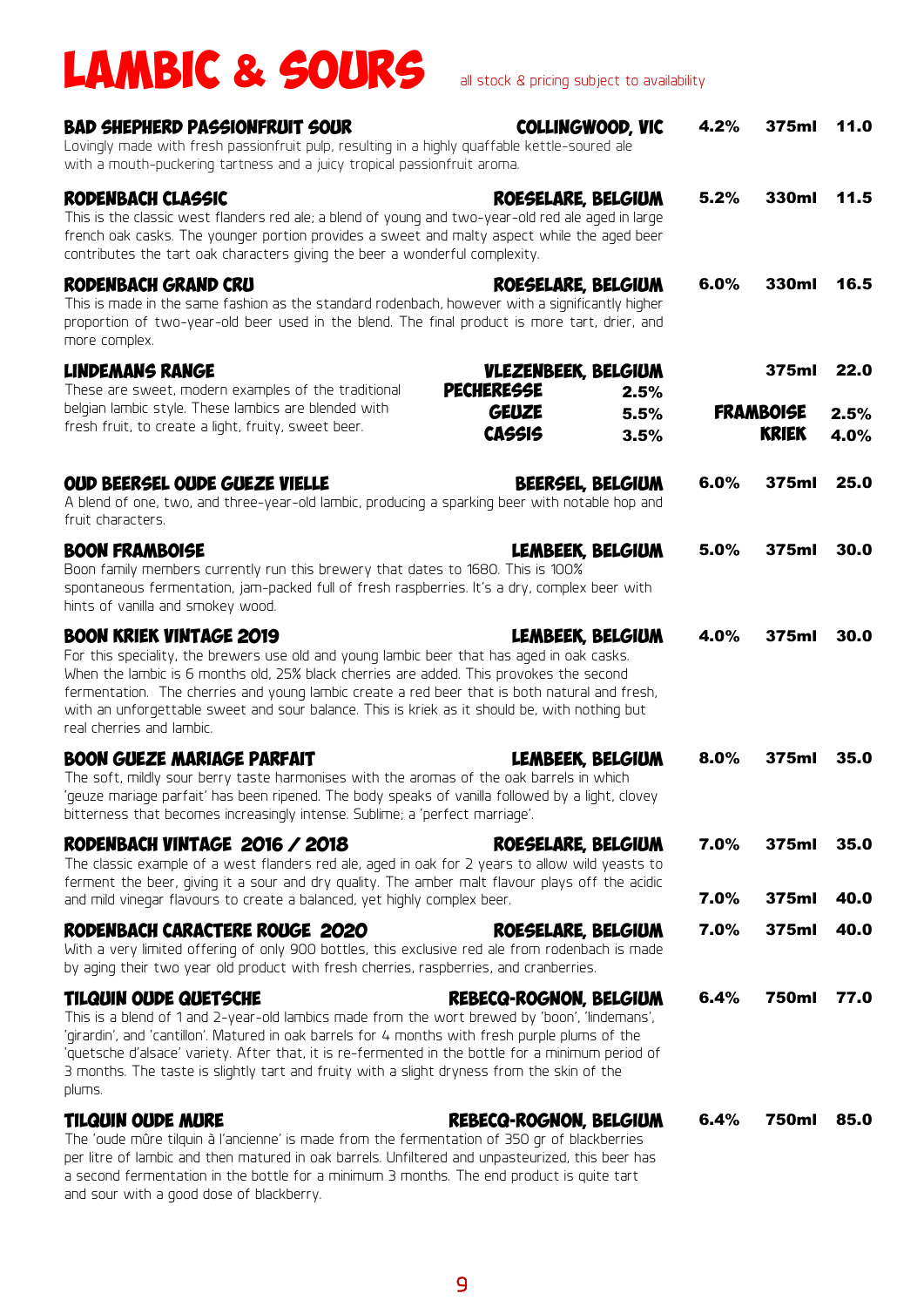# LAMBIC & SOURS

all stock & pricing subject to availability

## BAD SHEPHERD PASSIONFRUIT SOUR

**COLLINGWOOD, VIC** — **4.2%** — **375ml** — **11.0**

Lovingly made with fresh passionfruit pulp, resulting in a highly quaffable kettle-soured ale with a mouth-puckering tartness and a juicy tropical passionfruit aroma.

## RODENBACH CLASSIC

**ROESELARE, BELGIUM** — **5.2%** — **330ml** — **11.5**

This is the classic west flanders red ale; a blend of young and two-year-old red ale aged in large french oak casks. The younger portion provides a sweet and malty aspect while the aged beer contributes the tart oak characters giving the beer a wonderful complexity.

## RODENBACH GRAND CRU

**ROESELARE, BELGIUM** — **6.0%** — **330ml** — **16.5**

This is made in the same fashion as the standard rodenbach, however with a significantly higher proportion of two-year-old beer used in the blend. The final product is more tart, drier, and more complex.

## LINDEMANS RANGE

**VLEZENBEEK, BELGIUM** — **375ml** — **22.0**

These are sweet, modern examples of the traditional belgian lambic style. These lambics are blended with fresh fruit, to create a light, fruity, sweet beer.

| | |
|---|---|
| **PECHERESSE** | **2.5%** |
| **GEUZE** | **5.5%** |
| **CASSIS** | **3.5%** |
| **FRAMBOISE** | **2.5%** |
| **KRIEK** | **4.0%** |

## OUD BEERSEL OUDE GUEZE VIELLE

**BEERSEL, BELGIUM** — **6.0%** — **375ml** — **25.0**

A blend of one, two, and three-year-old lambic, producing a sparking beer with notable hop and fruit characters.

## BOON FRAMBOISE

**LEMBEEK, BELGIUM** — **5.0%** — **375ml** — **30.0**

Boon family members currently run this brewery that dates to 1680. This is 100% spontaneous fermentation, jam-packed full of fresh raspberries. It's a dry, complex beer with hints of vanilla and smokey wood.

## BOON KRIEK VINTAGE 2019

**LEMBEEK, BELGIUM** — **4.0%** — **375ml** — **30.0**

For this speciality, the brewers use old and young lambic beer that has aged in oak casks. When the lambic is 6 months old, 25% black cherries are added. This provokes the second fermentation. The cherries and young lambic create a red beer that is both natural and fresh, with an unforgettable sweet and sour balance. This is kriek as it should be, with nothing but real cherries and lambic.

## BOON GUEZE MARIAGE PARFAIT

**LEMBEEK, BELGIUM** — **8.0%** — **375ml** — **35.0**

The soft, mildly sour berry taste harmonises with the aromas of the oak barrels in which 'geuze mariage parfait' has been ripened. The body speaks of vanilla followed by a light, clovey bitterness that becomes increasingly intense. Sublime; a 'perfect marriage'.

## RODENBACH VINTAGE 2016 / 2018

**ROESELARE, BELGIUM** — **7.0%** — **375ml** — **35.0** / **7.0%** — **375ml** — **40.0**

The classic example of a west flanders red ale, aged in oak for 2 years to allow wild yeasts to ferment the beer, giving it a sour and dry quality. The amber malt flavour plays off the acidic and mild vinegar flavours to create a balanced, yet highly complex beer.

## RODENBACH CARACTERE ROUGE 2020

**ROESELARE, BELGIUM** — **7.0%** — **375ml** — **40.0**

With a very limited offering of only 900 bottles, this exclusive red ale from rodenbach is made by aging their two year old product with fresh cherries, raspberries, and cranberries.

## TILQUIN OUDE QUETSCHE

**REBECQ-ROGNON, BELGIUM** — **6.4%** — **750ml** — **77.0**

This is a blend of 1 and 2-year-old lambics made from the wort brewed by 'boon', 'lindemans', 'girardin', and 'cantillon'. Matured in oak barrels for 4 months with fresh purple plums of the 'quetsche d'alsace' variety. After that, it is re-fermented in the bottle for a minimum period of 3 months. The taste is slightly tart and fruity with a slight dryness from the skin of the plums.

## TILQUIN OUDE MURE

**REBECQ-ROGNON, BELGIUM** — **6.4%** — **750ml** — **85.0**

The 'oude mûre tilquin à l'ancienne' is made from the fermentation of 350 gr of blackberries per litre of lambic and then matured in oak barrels. Unfiltered and unpasteurized, this beer has a second fermentation in the bottle for a minimum 3 months. The end product is quite tart and sour with a good dose of blackberry.